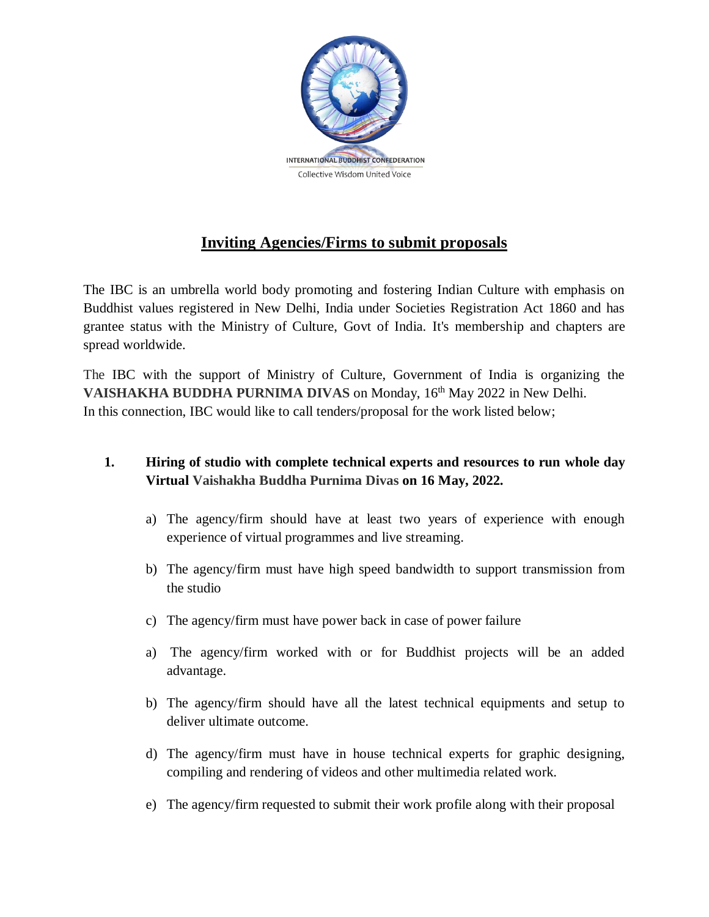INTERNATIONAL BUDDHIST CONFEDERATION

Collective Wisdom United Voice

# Inviting Agencies/Firms to submit proposals

The IBC is an umbrella world body promoting and fostering Indian Culture with emphasis on Buddhist values registered in New Delhi, India under Societies Registration Act 1860 and has grantee status with the Ministry of Culture, Govt of India. It's membership and chapters are spread worldwide.

The IBC with the support of Ministry of Culture, Government of India is organizing the **VAISHAKHA BUDDHA PURNIMA DIVAS** on Monday, 16th May 2022 in New Delhi.
In this connection, IBC would like to call tenders/proposal for the work listed below;

1. **Hiring of studio with complete technical experts and resources to run whole day Virtual Vaishakha Buddha Purnima Divas on 16 May, 2022.**

    a) The agency/firm should have at least two years of experience with enough experience of virtual programmes and live streaming.

    b) The agency/firm must have high speed bandwidth to support transmission from the studio

    c) The agency/firm must have power back in case of power failure

    a) The agency/firm worked with or for Buddhist projects will be an added advantage.

    b) The agency/firm should have all the latest technical equipments and setup to deliver ultimate outcome.

    d) The agency/firm must have in house technical experts for graphic designing, compiling and rendering of videos and other multimedia related work.

    e) The agency/firm requested to submit their work profile along with their proposal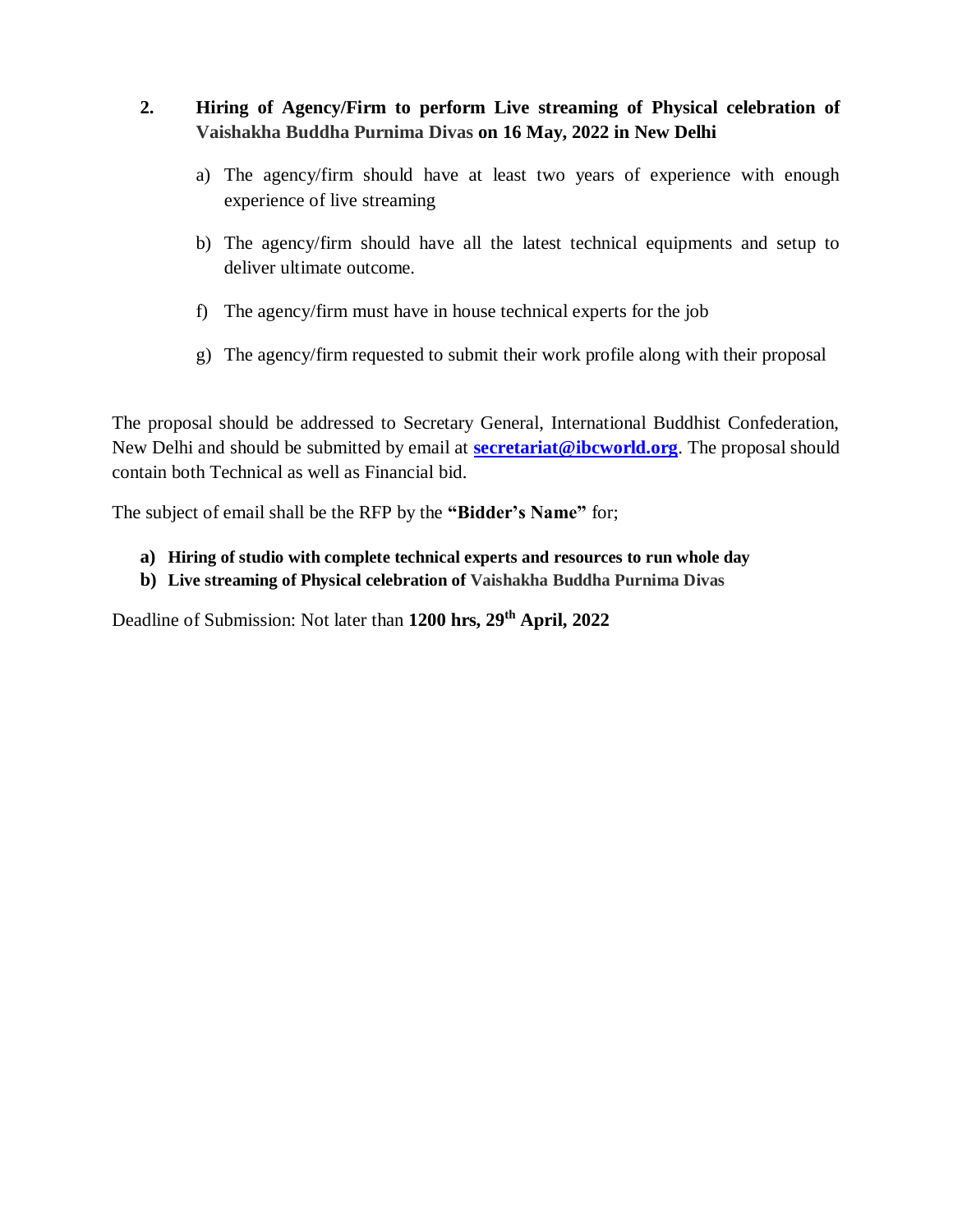## 2. Hiring of Agency/Firm to perform Live streaming of Physical celebration of Vaishakha Buddha Purnima Divas on 16 May, 2022 in New Delhi

a) The agency/firm should have at least two years of experience with enough experience of live streaming

b) The agency/firm should have all the latest technical equipments and setup to deliver ultimate outcome.

f) The agency/firm must have in house technical experts for the job

g) The agency/firm requested to submit their work profile along with their proposal

The proposal should be addressed to Secretary General, International Buddhist Confederation, New Delhi and should be submitted by email at **secretariat@ibcworld.org**. The proposal should contain both Technical as well as Financial bid.

The subject of email shall be the RFP by the **"Bidder's Name"** for;

**a) Hiring of studio with complete technical experts and resources to run whole day**

**b) Live streaming of Physical celebration of Vaishakha Buddha Purnima Divas**

Deadline of Submission: Not later than **1200 hrs, 29th April, 2022**